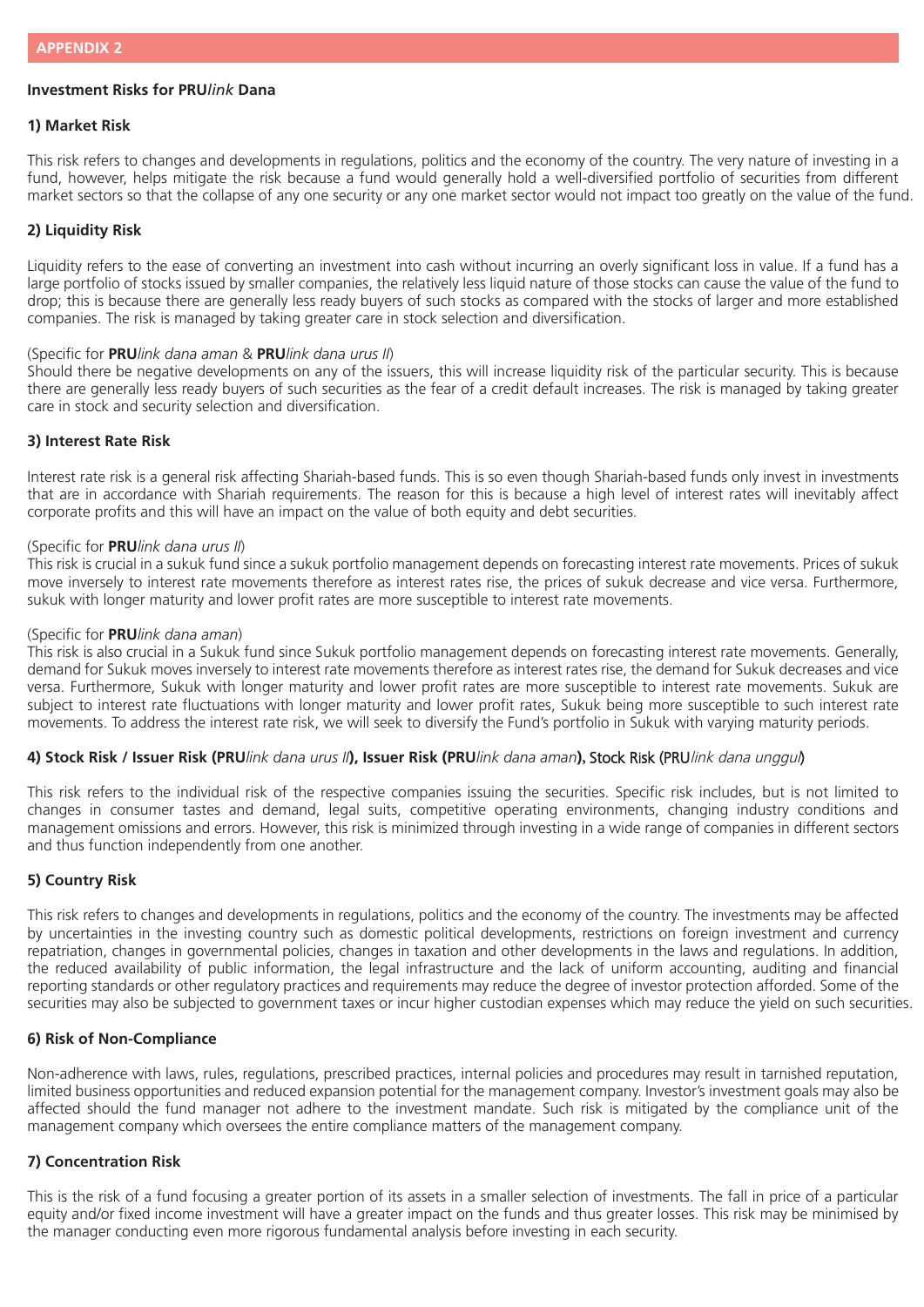## APPENDIX 2

**Investment Risks for PRU*link* Dana**

**1) Market Risk**

This risk refers to changes and developments in regulations, politics and the economy of the country. The very nature of investing in a fund, however, helps mitigate the risk because a fund would generally hold a well-diversified portfolio of securities from different market sectors so that the collapse of any one security or any one market sector would not impact too greatly on the value of the fund.

**2) Liquidity Risk**

Liquidity refers to the ease of converting an investment into cash without incurring an overly significant loss in value. If a fund has a large portfolio of stocks issued by smaller companies, the relatively less liquid nature of those stocks can cause the value of the fund to drop; this is because there are generally less ready buyers of such stocks as compared with the stocks of larger and more established companies. The risk is managed by taking greater care in stock selection and diversification.

(Specific for **PRU***link dana aman* & **PRU***link dana urus II*)
Should there be negative developments on any of the issuers, this will increase liquidity risk of the particular security. This is because there are generally less ready buyers of such securities as the fear of a credit default increases. The risk is managed by taking greater care in stock and security selection and diversification.

**3) Interest Rate Risk**

Interest rate risk is a general risk affecting Shariah-based funds. This is so even though Shariah-based funds only invest in investments that are in accordance with Shariah requirements. The reason for this is because a high level of interest rates will inevitably affect corporate profits and this will have an impact on the value of both equity and debt securities.

(Specific for **PRU***link dana urus II*)
This risk is crucial in a sukuk fund since a sukuk portfolio management depends on forecasting interest rate movements. Prices of sukuk move inversely to interest rate movements therefore as interest rates rise, the prices of sukuk decrease and vice versa. Furthermore, sukuk with longer maturity and lower profit rates are more susceptible to interest rate movements.

(Specific for **PRU***link dana aman*)
This risk is also crucial in a Sukuk fund since Sukuk portfolio management depends on forecasting interest rate movements. Generally, demand for Sukuk moves inversely to interest rate movements therefore as interest rates rise, the demand for Sukuk decreases and vice versa. Furthermore, Sukuk with longer maturity and lower profit rates are more susceptible to interest rate movements. Sukuk are subject to interest rate fluctuations with longer maturity and lower profit rates, Sukuk being more susceptible to such interest rate movements. To address the interest rate risk, we will seek to diversify the Fund's portfolio in Sukuk with varying maturity periods.

**4) Stock Risk / Issuer Risk (PRU*link dana urus II*), Issuer Risk (PRU*link dana aman*),** Stock Risk (PRU*link dana unggul*)

This risk refers to the individual risk of the respective companies issuing the securities. Specific risk includes, but is not limited to changes in consumer tastes and demand, legal suits, competitive operating environments, changing industry conditions and management omissions and errors. However, this risk is minimized through investing in a wide range of companies in different sectors and thus function independently from one another.

**5) Country Risk**

This risk refers to changes and developments in regulations, politics and the economy of the country. The investments may be affected by uncertainties in the investing country such as domestic political developments, restrictions on foreign investment and currency repatriation, changes in governmental policies, changes in taxation and other developments in the laws and regulations. In addition, the reduced availability of public information, the legal infrastructure and the lack of uniform accounting, auditing and financial reporting standards or other regulatory practices and requirements may reduce the degree of investor protection afforded. Some of the securities may also be subjected to government taxes or incur higher custodian expenses which may reduce the yield on such securities.

**6) Risk of Non-Compliance**

Non-adherence with laws, rules, regulations, prescribed practices, internal policies and procedures may result in tarnished reputation, limited business opportunities and reduced expansion potential for the management company. Investor's investment goals may also be affected should the fund manager not adhere to the investment mandate. Such risk is mitigated by the compliance unit of the management company which oversees the entire compliance matters of the management company.

**7) Concentration Risk**

This is the risk of a fund focusing a greater portion of its assets in a smaller selection of investments. The fall in price of a particular equity and/or fixed income investment will have a greater impact on the funds and thus greater losses. This risk may be minimised by the manager conducting even more rigorous fundamental analysis before investing in each security.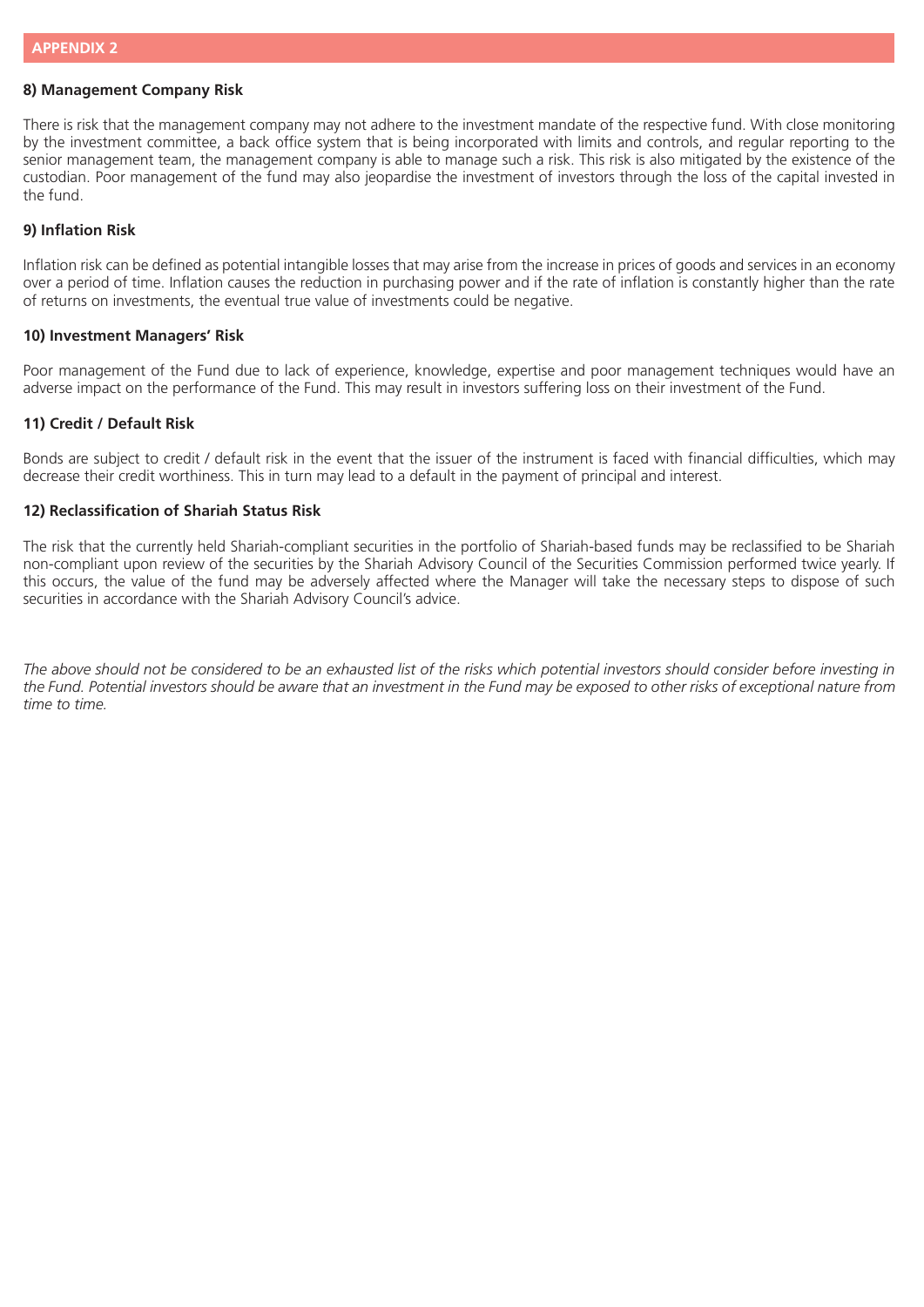## APPENDIX 2

**8) Management Company Risk**

There is risk that the management company may not adhere to the investment mandate of the respective fund. With close monitoring by the investment committee, a back office system that is being incorporated with limits and controls, and regular reporting to the senior management team, the management company is able to manage such a risk. This risk is also mitigated by the existence of the custodian. Poor management of the fund may also jeopardise the investment of investors through the loss of the capital invested in the fund.

**9) Inflation Risk**

Inflation risk can be defined as potential intangible losses that may arise from the increase in prices of goods and services in an economy over a period of time. Inflation causes the reduction in purchasing power and if the rate of inflation is constantly higher than the rate of returns on investments, the eventual true value of investments could be negative.

**10) Investment Managers' Risk**

Poor management of the Fund due to lack of experience, knowledge, expertise and poor management techniques would have an adverse impact on the performance of the Fund. This may result in investors suffering loss on their investment of the Fund.

**11) Credit / Default Risk**

Bonds are subject to credit / default risk in the event that the issuer of the instrument is faced with financial difficulties, which may decrease their credit worthiness. This in turn may lead to a default in the payment of principal and interest.

**12) Reclassification of Shariah Status Risk**

The risk that the currently held Shariah-compliant securities in the portfolio of Shariah-based funds may be reclassified to be Shariah non-compliant upon review of the securities by the Shariah Advisory Council of the Securities Commission performed twice yearly. If this occurs, the value of the fund may be adversely affected where the Manager will take the necessary steps to dispose of such securities in accordance with the Shariah Advisory Council's advice.

*The above should not be considered to be an exhausted list of the risks which potential investors should consider before investing in the Fund. Potential investors should be aware that an investment in the Fund may be exposed to other risks of exceptional nature from time to time.*